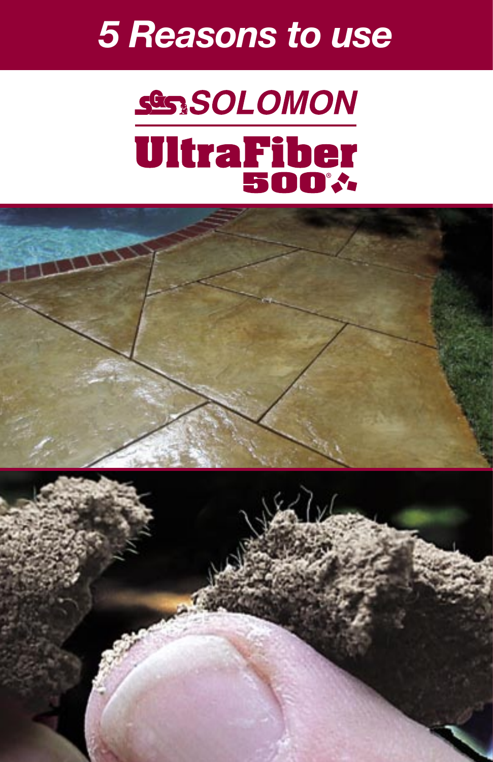# 5 Reasons to use

## SOLOMON

# UltraFiber 500®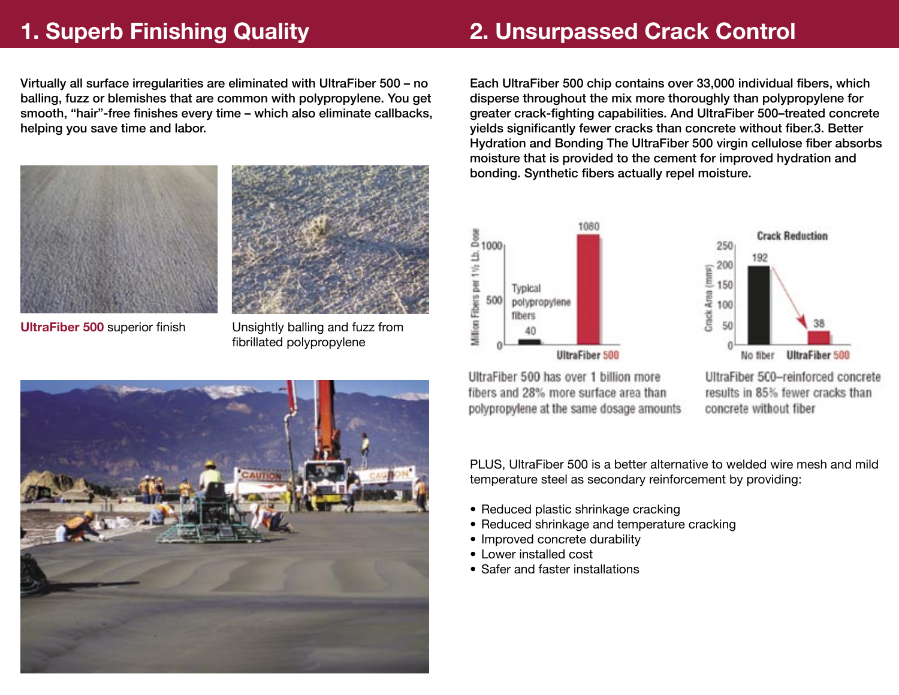## 1. Superb Finishing Quality

Virtually all surface irregularities are eliminated with UltraFiber 500 – no balling, fuzz or blemishes that are common with polypropylene. You get smooth, "hair"-free finishes every time – which also eliminate callbacks, helping you save time and labor.

**UltraFiber 500** superior finish

Unsightly balling and fuzz from fibrillated polypropylene

## 2. Unsurpassed Crack Control

Each UltraFiber 500 chip contains over 33,000 individual fibers, which disperse throughout the mix more thoroughly than polypropylene for greater crack-fighting capabilities. And UltraFiber 500–treated concrete yields significantly fewer cracks than concrete without fiber.3. Better Hydration and Bonding The UltraFiber 500 virgin cellulose fiber absorbs moisture that is provided to the cement for improved hydration and bonding. Synthetic fibers actually repel moisture.

Million Fibers per 1½ Lb. Dose

1000

500

0

Typical polypropylene fibers

40

1080

UltraFiber 500

UltraFiber 500 has over 1 billion more fibers and 28% more surface area than polypropylene at the same dosage amounts

Crack Reduction

Crack Area (mm²)

250

200

150

100

50

0

192

38

No fiber

UltraFiber 500

UltraFiber 500–reinforced concrete results in 85% fewer cracks than concrete without fiber

PLUS, UltraFiber 500 is a better alternative to welded wire mesh and mild temperature steel as secondary reinforcement by providing:

- Reduced plastic shrinkage cracking
- Reduced shrinkage and temperature cracking
- Improved concrete durability
- Lower installed cost
- Safer and faster installations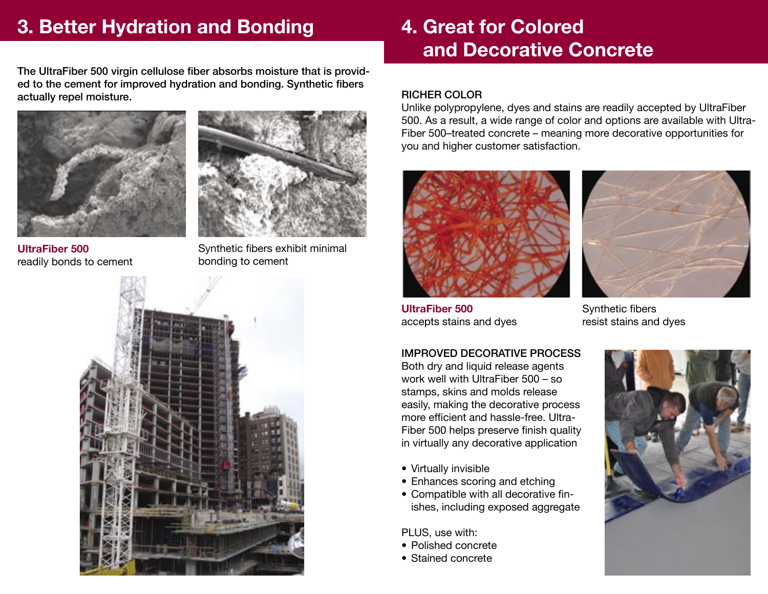## 3. Better Hydration and Bonding

**The UltraFiber 500 virgin cellulose fiber absorbs moisture that is provided to the cement for improved hydration and bonding. Synthetic fibers actually repel moisture.**

**UltraFiber 500**
readily bonds to cement

Synthetic fibers exhibit minimal bonding to cement

## 4. Great for Colored and Decorative Concrete

RICHER COLOR

Unlike polypropylene, dyes and stains are readily accepted by UltraFiber 500. As a result, a wide range of color and options are available with UltraFiber 500–treated concrete – meaning more decorative opportunities for you and higher customer satisfaction.

**UltraFiber 500**
accepts stains and dyes

Synthetic fibers
resist stains and dyes

IMPROVED DECORATIVE PROCESS

Both dry and liquid release agents work well with UltraFiber 500 – so stamps, skins and molds release easily, making the decorative process more efficient and hassle-free. UltraFiber 500 helps preserve finish quality in virtually any decorative application

- Virtually invisible
- Enhances scoring and etching
- Compatible with all decorative finishes, including exposed aggregate

PLUS, use with:

- Polished concrete
- Stained concrete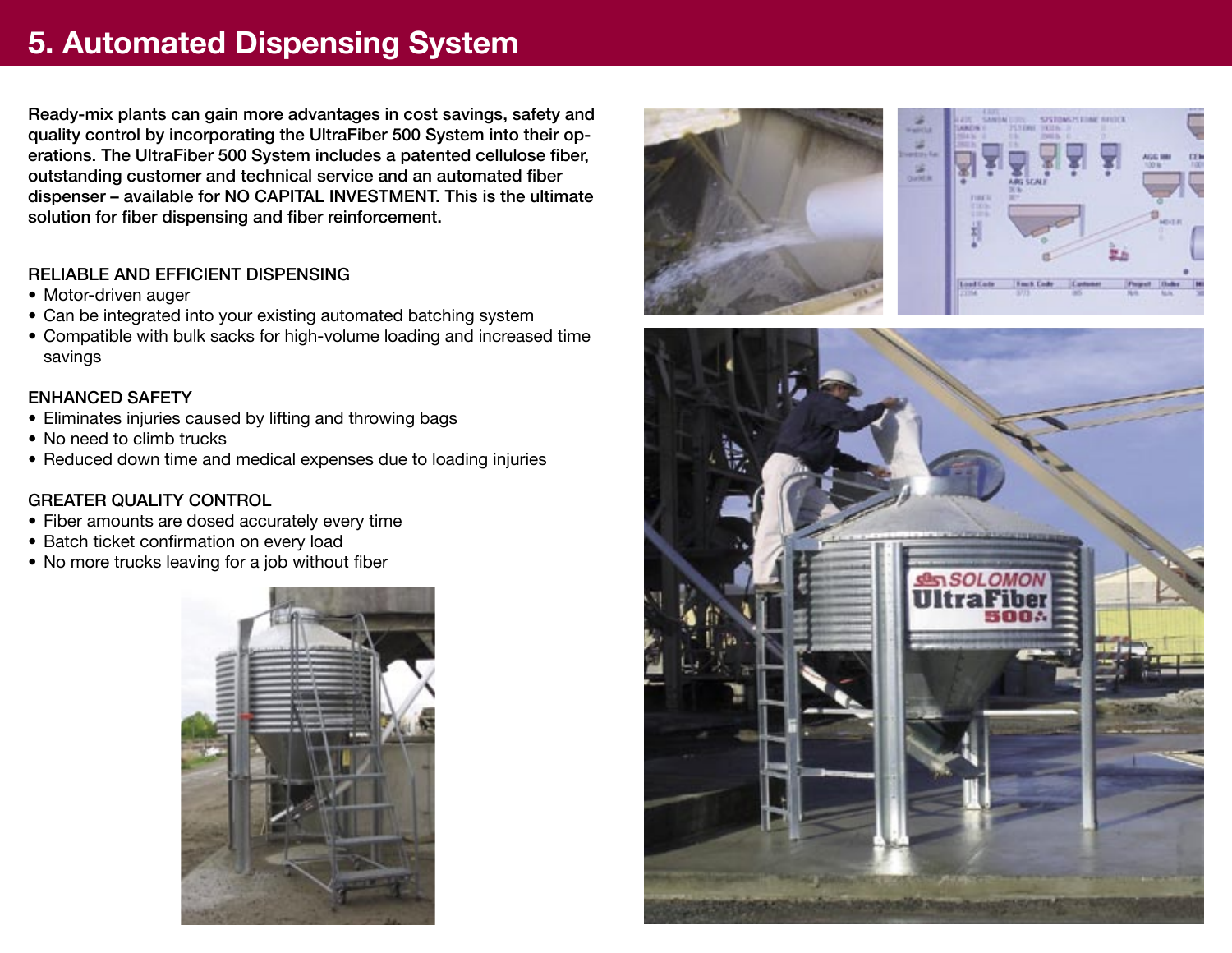# 5. Automated Dispensing System

**Ready-mix plants can gain more advantages in cost savings, safety and quality control by incorporating the UltraFiber 500 System into their operations. The UltraFiber 500 System includes a patented cellulose fiber, outstanding customer and technical service and an automated fiber dispenser – available for NO CAPITAL INVESTMENT. This is the ultimate solution for fiber dispensing and fiber reinforcement.**

## RELIABLE AND EFFICIENT DISPENSING

- Motor-driven auger
- Can be integrated into your existing automated batching system
- Compatible with bulk sacks for high-volume loading and increased time savings

## ENHANCED SAFETY

- Eliminates injuries caused by lifting and throwing bags
- No need to climb trucks
- Reduced down time and medical expenses due to loading injuries

## GREATER QUALITY CONTROL

- Fiber amounts are dosed accurately every time
- Batch ticket confirmation on every load
- No more trucks leaving for a job without fiber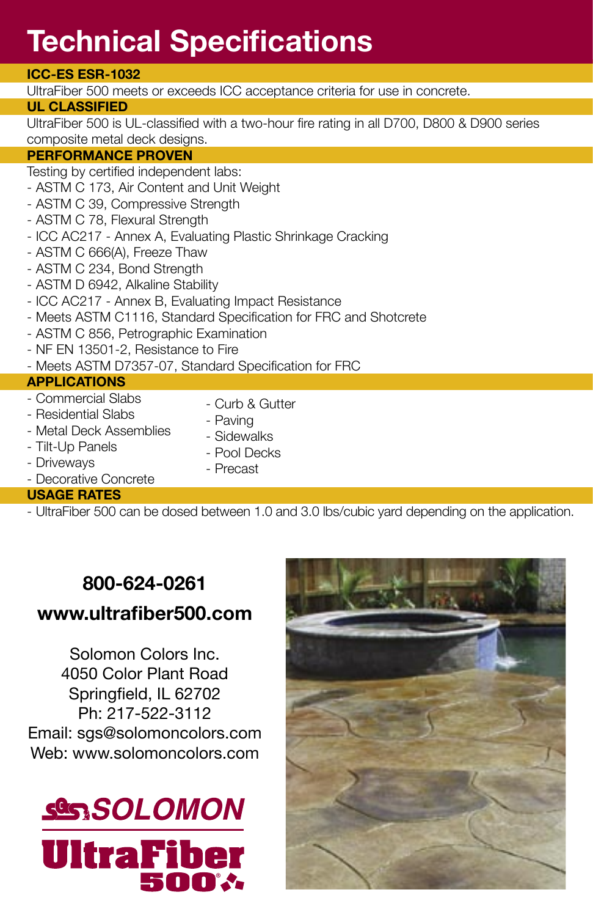# Technical Specifications

## ICC-ES ESR-1032

UltraFiber 500 meets or exceeds ICC acceptance criteria for use in concrete.

## UL CLASSIFIED

UltraFiber 500 is UL-classified with a two-hour fire rating in all D700, D800 & D900 series composite metal deck designs.

## PERFORMANCE PROVEN

Testing by certified independent labs:

- ASTM C 173, Air Content and Unit Weight
- ASTM C 39, Compressive Strength
- ASTM C 78, Flexural Strength
- ICC AC217 - Annex A, Evaluating Plastic Shrinkage Cracking
- ASTM C 666(A), Freeze Thaw
- ASTM C 234, Bond Strength
- ASTM D 6942, Alkaline Stability
- ICC AC217 - Annex B, Evaluating Impact Resistance
- Meets ASTM C1116, Standard Specification for FRC and Shotcrete
- ASTM C 856, Petrographic Examination
- NF EN 13501-2, Resistance to Fire
- Meets ASTM D7357-07, Standard Specification for FRC

## APPLICATIONS

- Commercial Slabs
- Residential Slabs
- Metal Deck Assemblies
- Tilt-Up Panels
- Driveways
- Decorative Concrete
- Curb & Gutter
- Paving
- Sidewalks
- Pool Decks
- Precast

## USAGE RATES

- UltraFiber 500 can be dosed between 1.0 and 3.0 lbs/cubic yard depending on the application.

**800-624-0261**

**www.ultrafiber500.com**

Solomon Colors Inc.
4050 Color Plant Road
Springfield, IL 62702
Ph: 217-522-3112
Email: sgs@solomoncolors.com
Web: www.solomoncolors.com

SGS SOLOMON

UltraFiber 500®